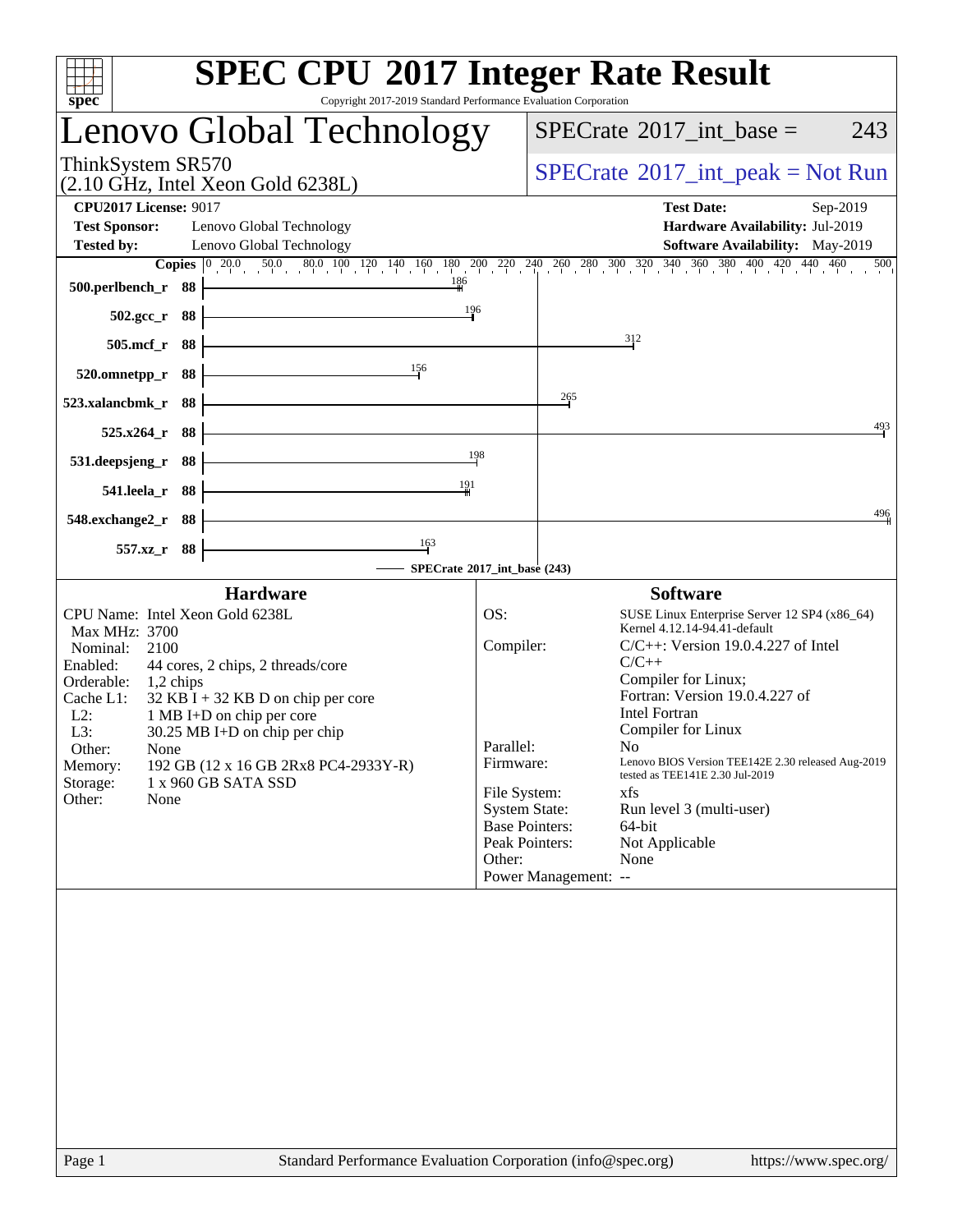# SPEC CPU 2017 Integer Rate Result

Copyright 2017-2019 Standard Performance Evaluation Corporation

## Lenovo Global Technology

ThinkSystem SR570
(2.10 GHz, Intel Xeon Gold 6238L)

SPECrate 2017_int_base = 243

SPECrate 2017_int_peak = Not Run

**CPU2017 License:** 9017
**Test Sponsor:** Lenovo Global Technology
**Tested by:** Lenovo Global Technology

**Test Date:** Sep-2019
**Hardware Availability:** Jul-2019
**Software Availability:** May-2019

| Benchmark | Copies | SPECrate 2017_int_base |
|---|---|---|
| 500.perlbench_r | 88 | 186 |
| 502.gcc_r | 88 | 196 |
| 505.mcf_r | 88 | 312 |
| 520.omnetpp_r | 88 | 156 |
| 523.xalancbmk_r | 88 | 265 |
| 525.x264_r | 88 | 493 |
| 531.deepsjeng_r | 88 | 198 |
| 541.leela_r | 88 | 191 |
| 548.exchange2_r | 88 | 496 |
| 557.xz_r | 88 | 163 |

SPECrate 2017_int_base (243)

### Hardware

- CPU Name: Intel Xeon Gold 6238L
- Max MHz: 3700
- Nominal: 2100
- Enabled: 44 cores, 2 chips, 2 threads/core
- Orderable: 1,2 chips
- Cache L1: 32 KB I + 32 KB D on chip per core
- L2: 1 MB I+D on chip per core
- L3: 30.25 MB I+D on chip per chip
- Other: None
- Memory: 192 GB (12 x 16 GB 2Rx8 PC4-2933Y-R)
- Storage: 1 x 960 GB SATA SSD
- Other: None

### Software

- OS: SUSE Linux Enterprise Server 12 SP4 (x86_64) Kernel 4.12.14-94.41-default
- Compiler: C/C++: Version 19.0.4.227 of Intel C/C++ Compiler for Linux; Fortran: Version 19.0.4.227 of Intel Fortran Compiler for Linux
- Parallel: No
- Firmware: Lenovo BIOS Version TEE142E 2.30 released Aug-2019 tested as TEE141E 2.30 Jul-2019
- File System: xfs
- System State: Run level 3 (multi-user)
- Base Pointers: 64-bit
- Peak Pointers: Not Applicable
- Other: None
- Power Management: --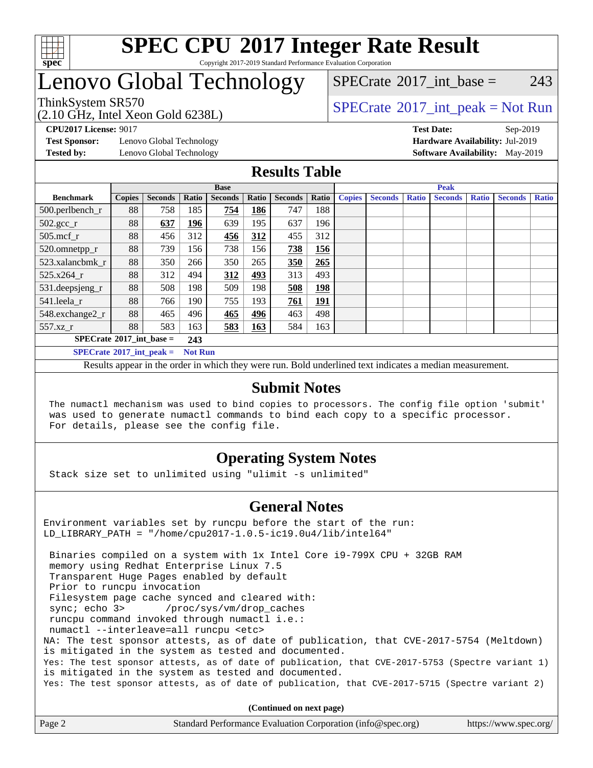# SPEC CPU 2017 Integer Rate Result

Copyright 2017-2019 Standard Performance Evaluation Corporation

# Lenovo Global Technology

ThinkSystem SR570
(2.10 GHz, Intel Xeon Gold 6238L)

SPECrate 2017_int_base = 243

SPECrate 2017_int_peak = Not Run

**CPU2017 License:** 9017
**Test Sponsor:** Lenovo Global Technology
**Tested by:** Lenovo Global Technology

**Test Date:** Sep-2019
**Hardware Availability:** Jul-2019
**Software Availability:** May-2019

## Results Table

| Benchmark | Base | | | | | | | Peak | | | | | | |
|---|---|---|---|---|---|---|---|---|---|---|---|---|---|---|
| | Copies | Seconds | Ratio | Seconds | Ratio | Seconds | Ratio | Copies | Seconds | Ratio | Seconds | Ratio | Seconds | Ratio |
| 500.perlbench_r | 88 | 758 | 185 | **754** | **186** | 747 | 188 | | | | | | | |
| 502.gcc_r | 88 | **637** | **196** | 639 | 195 | 637 | 196 | | | | | | | |
| 505.mcf_r | 88 | 456 | 312 | **456** | **312** | 455 | 312 | | | | | | | |
| 520.omnetpp_r | 88 | 739 | 156 | 738 | 156 | **738** | **156** | | | | | | | |
| 523.xalancbmk_r | 88 | 350 | 266 | 350 | 265 | **350** | **265** | | | | | | | |
| 525.x264_r | 88 | 312 | 494 | **312** | **493** | 313 | 493 | | | | | | | |
| 531.deepsjeng_r | 88 | 508 | 198 | 509 | 198 | **508** | **198** | | | | | | | |
| 541.leela_r | 88 | 766 | 190 | 755 | 193 | **761** | **191** | | | | | | | |
| 548.exchange2_r | 88 | 465 | 496 | **465** | **496** | 463 | 498 | | | | | | | |
| 557.xz_r | 88 | 583 | 163 | **583** | **163** | 584 | 163 | | | | | | | |

**SPECrate 2017_int_base = 243**

**SPECrate 2017_int_peak = Not Run**

Results appear in the order in which they were run. Bold underlined text indicates a median measurement.

## Submit Notes

```
The numactl mechanism was used to bind copies to processors. The config file option 'submit'
was used to generate numactl commands to bind each copy to a specific processor.
For details, please see the config file.
```

## Operating System Notes

```
Stack size set to unlimited using "ulimit -s unlimited"
```

## General Notes

```
Environment variables set by runcpu before the start of the run:
LD_LIBRARY_PATH = "/home/cpu2017-1.0.5-ic19.0u4/lib/intel64"

 Binaries compiled on a system with 1x Intel Core i9-799X CPU + 32GB RAM
 memory using Redhat Enterprise Linux 7.5
 Transparent Huge Pages enabled by default
 Prior to runcpu invocation
 Filesystem page cache synced and cleared with:
 sync; echo 3>       /proc/sys/vm/drop_caches
 runcpu command invoked through numactl i.e.:
 numactl --interleave=all runcpu <etc>
NA: The test sponsor attests, as of date of publication, that CVE-2017-5754 (Meltdown)
is mitigated in the system as tested and documented.
Yes: The test sponsor attests, as of date of publication, that CVE-2017-5753 (Spectre variant 1)
is mitigated in the system as tested and documented.
Yes: The test sponsor attests, as of date of publication, that CVE-2017-5715 (Spectre variant 2)
```

**(Continued on next page)**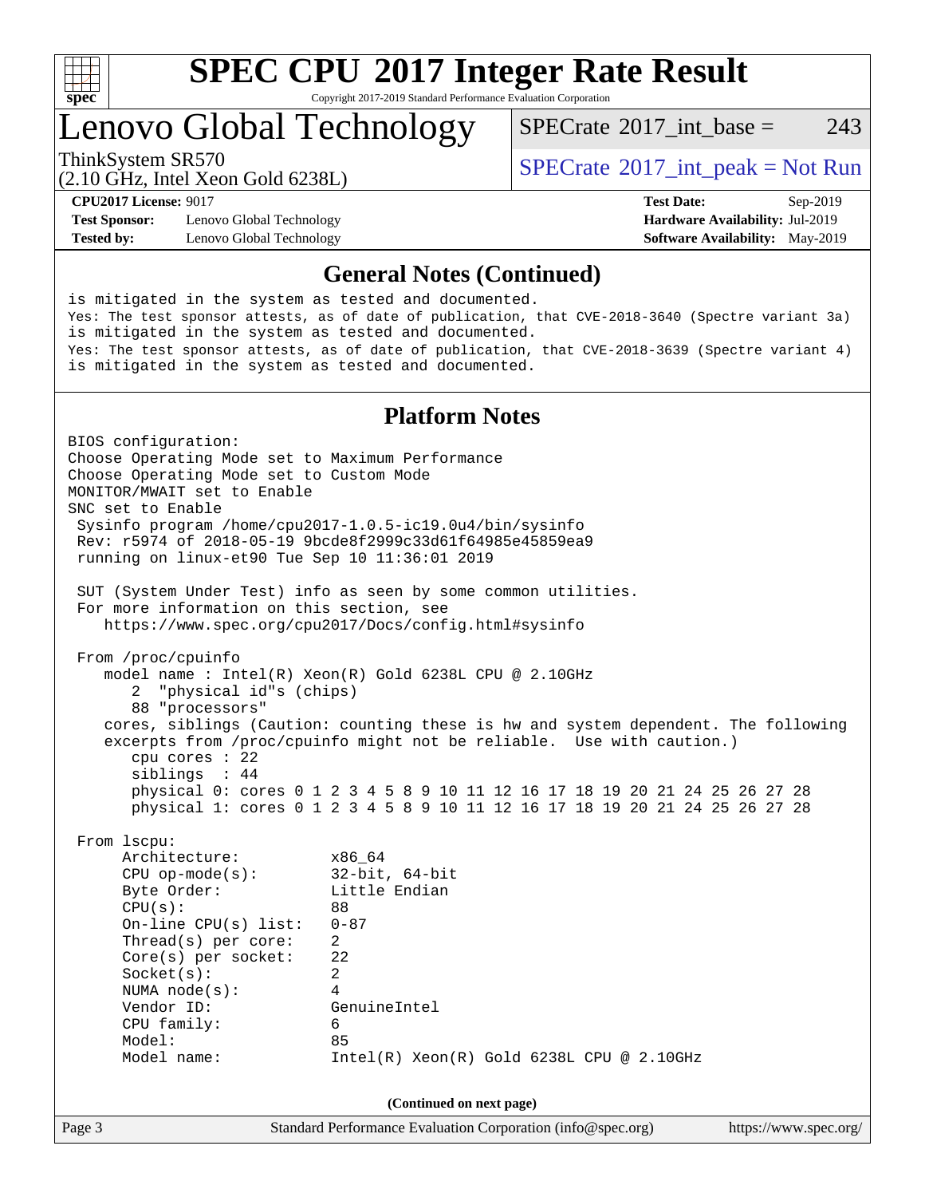## General Notes (Continued)

```
is mitigated in the system as tested and documented.
Yes: The test sponsor attests, as of date of publication, that CVE-2018-3640 (Spectre variant 3a)
is mitigated in the system as tested and documented.
Yes: The test sponsor attests, as of date of publication, that CVE-2018-3639 (Spectre variant 4)
is mitigated in the system as tested and documented.
```

## Platform Notes

```
BIOS configuration:
Choose Operating Mode set to Maximum Performance
Choose Operating Mode set to Custom Mode
MONITOR/MWAIT set to Enable
SNC set to Enable
 Sysinfo program /home/cpu2017-1.0.5-ic19.0u4/bin/sysinfo
 Rev: r5974 of 2018-05-19 9bcde8f2999c33d61f64985e45859ea9
 running on linux-et90 Tue Sep 10 11:36:01 2019

 SUT (System Under Test) info as seen by some common utilities.
 For more information on this section, see
    https://www.spec.org/cpu2017/Docs/config.html#sysinfo

 From /proc/cpuinfo
    model name : Intel(R) Xeon(R) Gold 6238L CPU @ 2.10GHz
       2  "physical id"s (chips)
       88 "processors"
    cores, siblings (Caution: counting these is hw and system dependent. The following
    excerpts from /proc/cpuinfo might not be reliable.  Use with caution.)
       cpu cores : 22
       siblings  : 44
       physical 0: cores 0 1 2 3 4 5 8 9 10 11 12 16 17 18 19 20 21 24 25 26 27 28
       physical 1: cores 0 1 2 3 4 5 8 9 10 11 12 16 17 18 19 20 21 24 25 26 27 28

 From lscpu:
      Architecture:          x86_64
      CPU op-mode(s):        32-bit, 64-bit
      Byte Order:            Little Endian
      CPU(s):                88
      On-line CPU(s) list:   0-87
      Thread(s) per core:    2
      Core(s) per socket:    22
      Socket(s):             2
      NUMA node(s):          4
      Vendor ID:             GenuineIntel
      CPU family:            6
      Model:                 85
      Model name:            Intel(R) Xeon(R) Gold 6238L CPU @ 2.10GHz
```

**(Continued on next page)**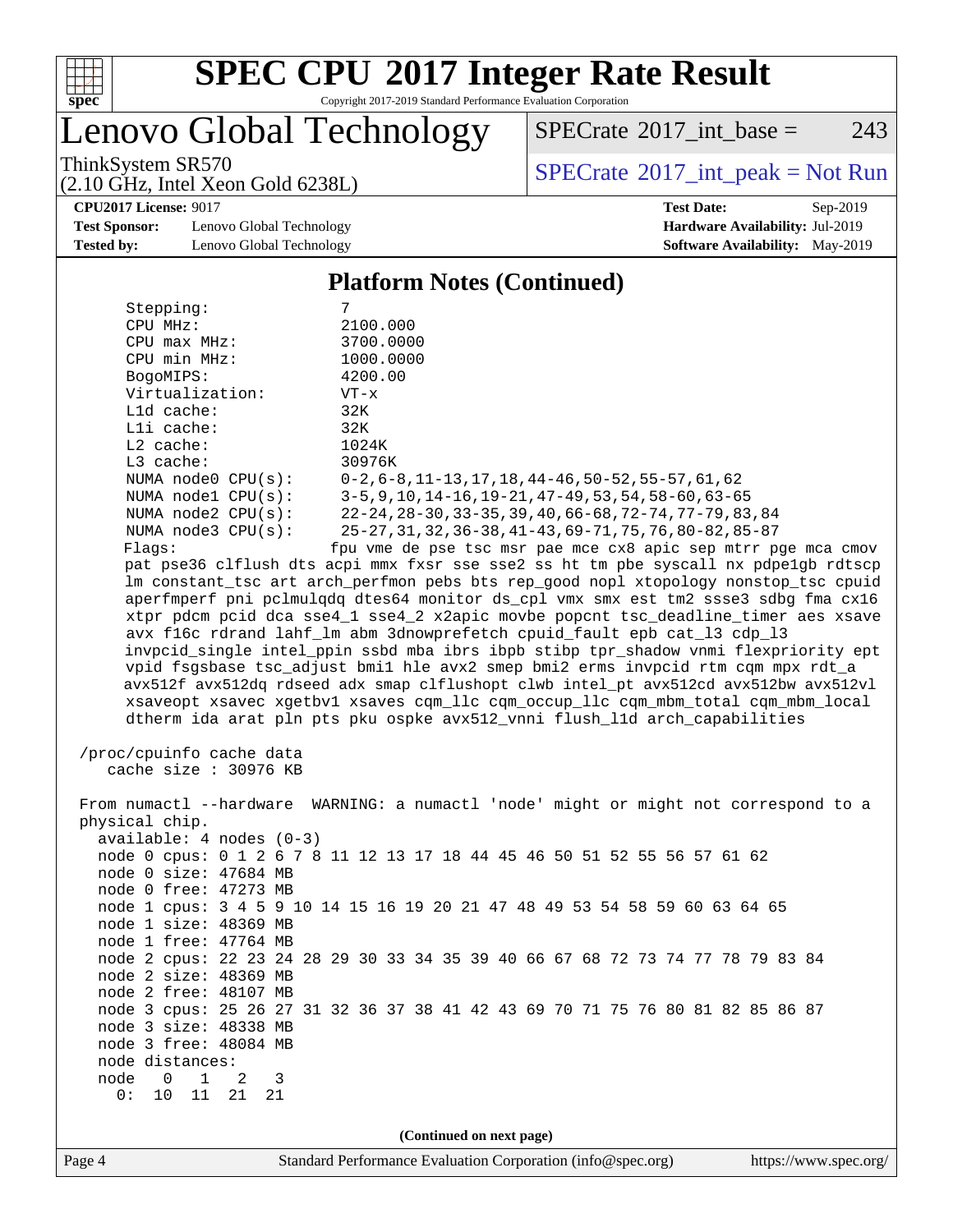# SPEC CPU 2017 Integer Rate Result

Copyright 2017-2019 Standard Performance Evaluation Corporation

## Lenovo Global Technology

ThinkSystem SR570
(2.10 GHz, Intel Xeon Gold 6238L)

SPECrate 2017_int_base = 243

SPECrate 2017_int_peak = Not Run

**CPU2017 License:** 9017
**Test Sponsor:** Lenovo Global Technology
**Tested by:** Lenovo Global Technology

**Test Date:** Sep-2019
**Hardware Availability:** Jul-2019
**Software Availability:** May-2019

### Platform Notes (Continued)

```
     Stepping:              7
     CPU MHz:               2100.000
     CPU max MHz:           3700.0000
     CPU min MHz:           1000.0000
     BogoMIPS:              4200.00
     Virtualization:        VT-x
     L1d cache:             32K
     L1i cache:             32K
     L2 cache:              1024K
     L3 cache:              30976K
     NUMA node0 CPU(s):     0-2,6-8,11-13,17,18,44-46,50-52,55-57,61,62
     NUMA node1 CPU(s):     3-5,9,10,14-16,19-21,47-49,53,54,58-60,63-65
     NUMA node2 CPU(s):     22-24,28-30,33-35,39,40,66-68,72-74,77-79,83,84
     NUMA node3 CPU(s):     25-27,31,32,36-38,41-43,69-71,75,76,80-82,85-87
     Flags:                 fpu vme de pse tsc msr pae mce cx8 apic sep mtrr pge mca cmov
     pat pse36 clflush dts acpi mmx fxsr sse sse2 ss ht tm pbe syscall nx pdpe1gb rdtscp
     lm constant_tsc art arch_perfmon pebs bts rep_good nopl xtopology nonstop_tsc cpuid
     aperfmperf pni pclmulqdq dtes64 monitor ds_cpl vmx smx est tm2 ssse3 sdbg fma cx16
     xtpr pdcm pcid dca sse4_1 sse4_2 x2apic movbe popcnt tsc_deadline_timer aes xsave
     avx f16c rdrand lahf_lm abm 3dnowprefetch cpuid_fault epb cat_l3 cdp_l3
     invpcid_single intel_ppin ssbd mba ibrs ibpb stibp tpr_shadow vnmi flexpriority ept
     vpid fsgsbase tsc_adjust bmi1 hle avx2 smep bmi2 erms invpcid rtm cqm mpx rdt_a
     avx512f avx512dq rdseed adx smap clflushopt clwb intel_pt avx512cd avx512bw avx512vl
     xsaveopt xsavec xgetbv1 xsaves cqm_llc cqm_occup_llc cqm_mbm_total cqm_mbm_local
     dtherm ida arat pln pts pku ospke avx512_vnni flush_l1d arch_capabilities

 /proc/cpuinfo cache data
    cache size : 30976 KB

 From numactl --hardware  WARNING: a numactl 'node' might or might not correspond to a
 physical chip.
   available: 4 nodes (0-3)
   node 0 cpus: 0 1 2 6 7 8 11 12 13 17 18 44 45 46 50 51 52 55 56 57 61 62
   node 0 size: 47684 MB
   node 0 free: 47273 MB
   node 1 cpus: 3 4 5 9 10 14 15 16 19 20 21 47 48 49 53 54 58 59 60 63 64 65
   node 1 size: 48369 MB
   node 1 free: 47764 MB
   node 2 cpus: 22 23 24 28 29 30 33 34 35 39 40 66 67 68 72 73 74 77 78 79 83 84
   node 2 size: 48369 MB
   node 2 free: 48107 MB
   node 3 cpus: 25 26 27 31 32 36 37 38 41 42 43 69 70 71 75 76 80 81 82 85 86 87
   node 3 size: 48338 MB
   node 3 free: 48084 MB
   node distances:
   node   0   1   2   3
     0:  10  11  21  21
```

(Continued on next page)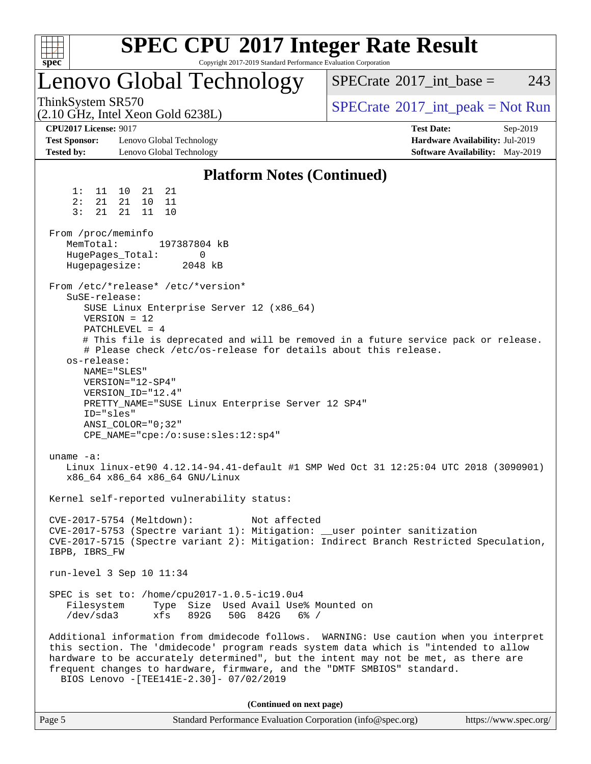# SPEC CPU 2017 Integer Rate Result

Copyright 2017-2019 Standard Performance Evaluation Corporation

## Lenovo Global Technology

ThinkSystem SR570
(2.10 GHz, Intel Xeon Gold 6238L)

SPECrate 2017_int_base = 243

SPECrate 2017_int_peak = Not Run

**CPU2017 License:** 9017
**Test Sponsor:** Lenovo Global Technology
**Tested by:** Lenovo Global Technology

**Test Date:** Sep-2019
**Hardware Availability:** Jul-2019
**Software Availability:** May-2019

### Platform Notes (Continued)

```
     1:  11  10  21  21
     2:  21  21  10  11
     3:  21  21  11  10

 From /proc/meminfo
    MemTotal:       197387804 kB
    HugePages_Total:        0
    Hugepagesize:        2048 kB

 From /etc/*release* /etc/*version*
    SuSE-release:
       SUSE Linux Enterprise Server 12 (x86_64)
       VERSION = 12
       PATCHLEVEL = 4
       # This file is deprecated and will be removed in a future service pack or release.
       # Please check /etc/os-release for details about this release.
    os-release:
       NAME="SLES"
       VERSION="12-SP4"
       VERSION_ID="12.4"
       PRETTY_NAME="SUSE Linux Enterprise Server 12 SP4"
       ID="sles"
       ANSI_COLOR="0;32"
       CPE_NAME="cpe:/o:suse:sles:12:sp4"

 uname -a:
    Linux linux-et90 4.12.14-94.41-default #1 SMP Wed Oct 31 12:25:04 UTC 2018 (3090901)
    x86_64 x86_64 x86_64 GNU/Linux

 Kernel self-reported vulnerability status:

 CVE-2017-5754 (Meltdown):          Not affected
 CVE-2017-5753 (Spectre variant 1): Mitigation: __user pointer sanitization
 CVE-2017-5715 (Spectre variant 2): Mitigation: Indirect Branch Restricted Speculation,
 IBPB, IBRS_FW

 run-level 3 Sep 10 11:34

 SPEC is set to: /home/cpu2017-1.0.5-ic19.0u4
    Filesystem     Type  Size  Used Avail Use% Mounted on
    /dev/sda3      xfs   892G   50G  842G   6% /

 Additional information from dmidecode follows.  WARNING: Use caution when you interpret
 this section. The 'dmidecode' program reads system data which is "intended to allow
 hardware to be accurately determined", but the intent may not be met, as there are
 frequent changes to hardware, firmware, and the "DMTF SMBIOS" standard.
   BIOS Lenovo -[TEE141E-2.30]- 07/02/2019
```

**(Continued on next page)**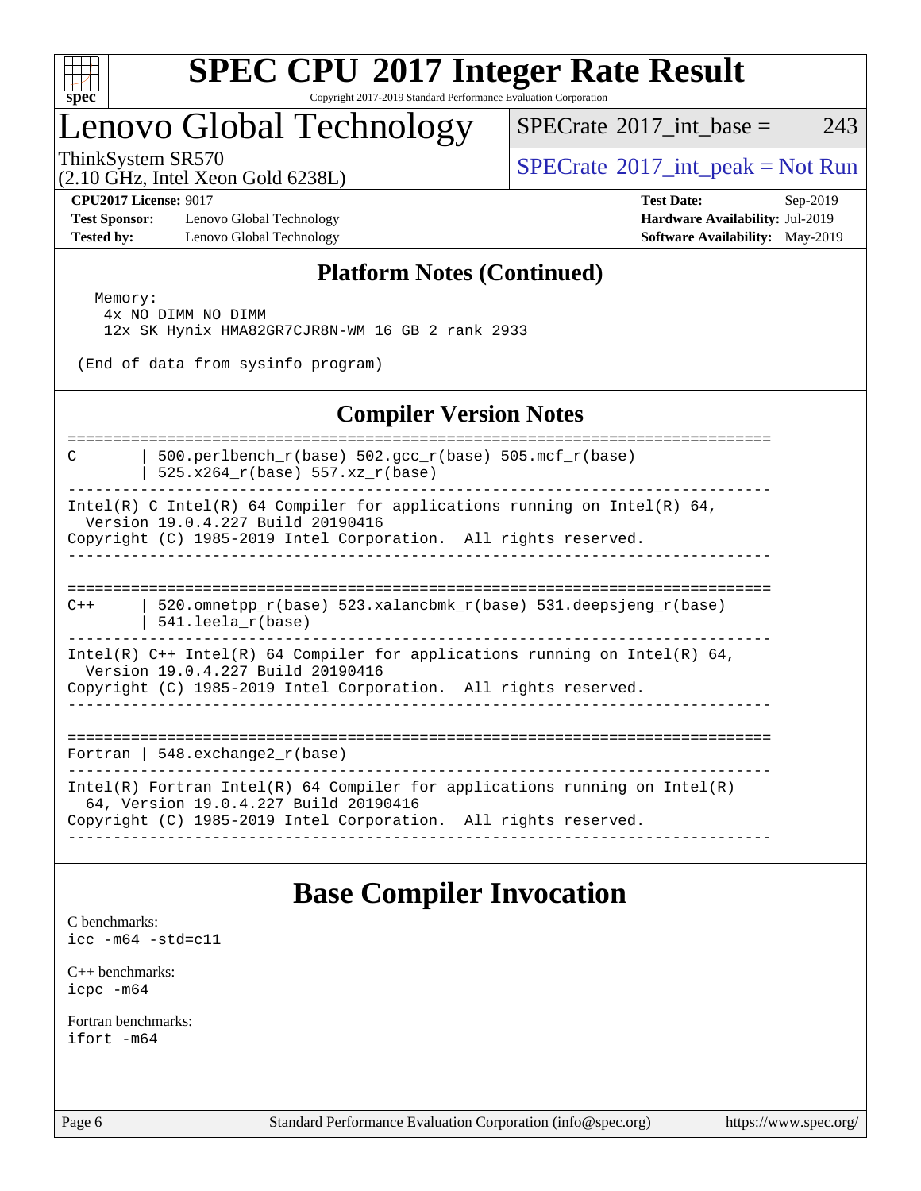# SPEC CPU 2017 Integer Rate Result

Copyright 2017-2019 Standard Performance Evaluation Corporation

## Lenovo Global Technology

ThinkSystem SR570
(2.10 GHz, Intel Xeon Gold 6238L)

SPECrate 2017_int_base = 243

SPECrate 2017_int_peak = Not Run

**CPU2017 License:** 9017
**Test Sponsor:** Lenovo Global Technology
**Tested by:** Lenovo Global Technology

**Test Date:** Sep-2019
**Hardware Availability:** Jul-2019
**Software Availability:** May-2019

## Platform Notes (Continued)

```
  Memory:
    4x NO DIMM NO DIMM
    12x SK Hynix HMA82GR7CJR8N-WM 16 GB 2 rank 2933

 (End of data from sysinfo program)
```

## Compiler Version Notes

```
==============================================================================
C       | 500.perlbench_r(base) 502.gcc_r(base) 505.mcf_r(base)
        | 525.x264_r(base) 557.xz_r(base)
------------------------------------------------------------------------------
Intel(R) C Intel(R) 64 Compiler for applications running on Intel(R) 64,
  Version 19.0.4.227 Build 20190416
Copyright (C) 1985-2019 Intel Corporation.  All rights reserved.
------------------------------------------------------------------------------

==============================================================================
C++     | 520.omnetpp_r(base) 523.xalancbmk_r(base) 531.deepsjeng_r(base)
        | 541.leela_r(base)
------------------------------------------------------------------------------
Intel(R) C++ Intel(R) 64 Compiler for applications running on Intel(R) 64,
  Version 19.0.4.227 Build 20190416
Copyright (C) 1985-2019 Intel Corporation.  All rights reserved.
------------------------------------------------------------------------------

==============================================================================
Fortran | 548.exchange2_r(base)
------------------------------------------------------------------------------
Intel(R) Fortran Intel(R) 64 Compiler for applications running on Intel(R)
  64, Version 19.0.4.227 Build 20190416
Copyright (C) 1985-2019 Intel Corporation.  All rights reserved.
------------------------------------------------------------------------------
```

## Base Compiler Invocation

C benchmarks:
`icc -m64 -std=c11`

C++ benchmarks:
`icpc -m64`

Fortran benchmarks:
`ifort -m64`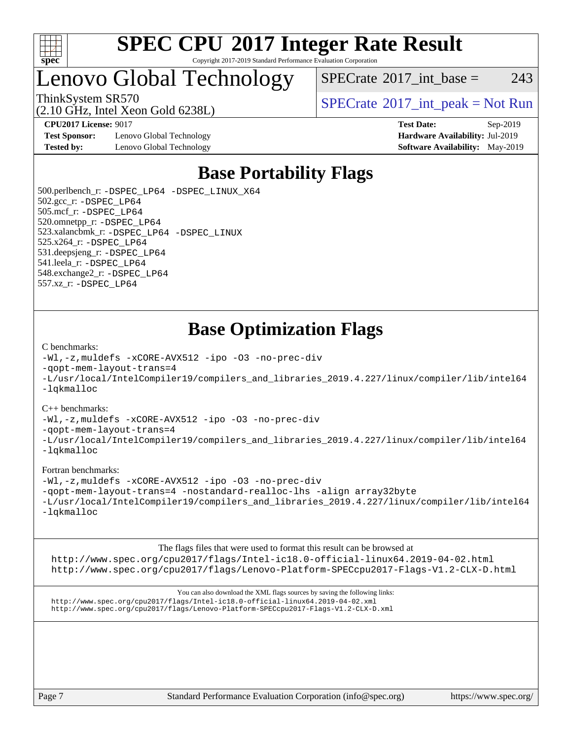# Base Portability Flags

500.perlbench_r: -DSPEC_LP64 -DSPEC_LINUX_X64
502.gcc_r: -DSPEC_LP64
505.mcf_r: -DSPEC_LP64
520.omnetpp_r: -DSPEC_LP64
523.xalancbmk_r: -DSPEC_LP64 -DSPEC_LINUX
525.x264_r: -DSPEC_LP64
531.deepsjeng_r: -DSPEC_LP64
541.leela_r: -DSPEC_LP64
548.exchange2_r: -DSPEC_LP64
557.xz_r: -DSPEC_LP64

# Base Optimization Flags

C benchmarks:

```
-Wl,-z,muldefs -xCORE-AVX512 -ipo -O3 -no-prec-div
-qopt-mem-layout-trans=4
-L/usr/local/IntelCompiler19/compilers_and_libraries_2019.4.227/linux/compiler/lib/intel64
-lqkmalloc
```

C++ benchmarks:

```
-Wl,-z,muldefs -xCORE-AVX512 -ipo -O3 -no-prec-div
-qopt-mem-layout-trans=4
-L/usr/local/IntelCompiler19/compilers_and_libraries_2019.4.227/linux/compiler/lib/intel64
-lqkmalloc
```

Fortran benchmarks:

```
-Wl,-z,muldefs -xCORE-AVX512 -ipo -O3 -no-prec-div
-qopt-mem-layout-trans=4 -nostandard-realloc-lhs -align array32byte
-L/usr/local/IntelCompiler19/compilers_and_libraries_2019.4.227/linux/compiler/lib/intel64
-lqkmalloc
```

The flags files that were used to format this result can be browsed at
http://www.spec.org/cpu2017/flags/Intel-ic18.0-official-linux64.2019-04-02.html
http://www.spec.org/cpu2017/flags/Lenovo-Platform-SPECcpu2017-Flags-V1.2-CLX-D.html

You can also download the XML flags sources by saving the following links:
http://www.spec.org/cpu2017/flags/Intel-ic18.0-official-linux64.2019-04-02.xml
http://www.spec.org/cpu2017/flags/Lenovo-Platform-SPECcpu2017-Flags-V1.2-CLX-D.xml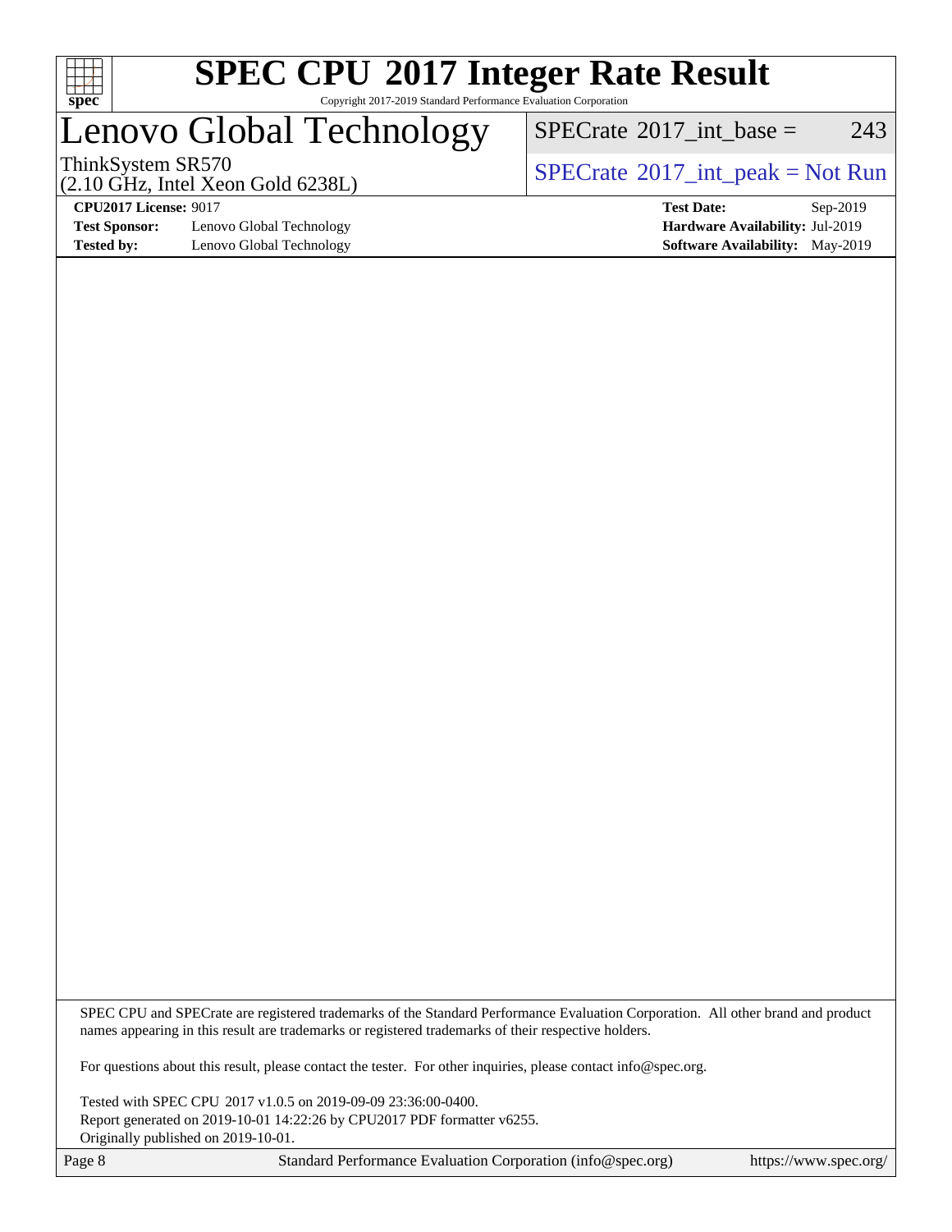SPEC CPU and SPECrate are registered trademarks of the Standard Performance Evaluation Corporation. All other brand and product names appearing in this result are trademarks or registered trademarks of their respective holders.

For questions about this result, please contact the tester. For other inquiries, please contact info@spec.org.

Tested with SPEC CPU 2017 v1.0.5 on 2019-09-09 23:36:00-0400.
Report generated on 2019-10-01 14:22:26 by CPU2017 PDF formatter v6255.
Originally published on 2019-10-01.